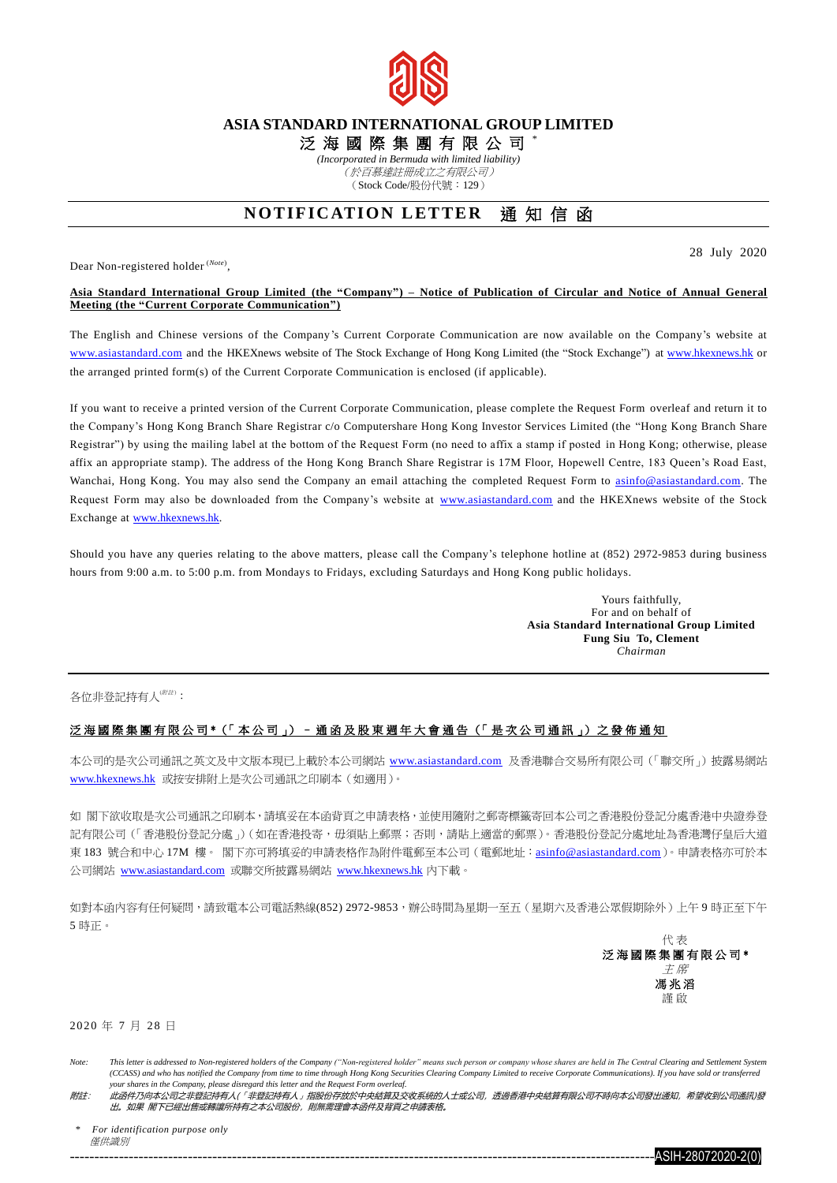# ASIA STANDARD INTERNATIONAL GROUP LIMITED

# 泛 海 國 際 集 團 有 限 公 司 *

*(Incorporated in Bermuda with limited liability)*

*（於百慕達註冊成立之有限公司）*

（Stock Code/股份代號：129）

## NOTIFICATION LETTER 通 知 信 函

28 July 2020

Dear Non-registered holder (*Note*),

**Asia Standard International Group Limited (the "Company") – Notice of Publication of Circular and Notice of Annual General Meeting (the "Current Corporate Communication")**

The English and Chinese versions of the Company's Current Corporate Communication are now available on the Company's website at www.asiastandard.com and the HKEXnews website of The Stock Exchange of Hong Kong Limited (the "Stock Exchange") at www.hkexnews.hk or the arranged printed form(s) of the Current Corporate Communication is enclosed (if applicable).

If you want to receive a printed version of the Current Corporate Communication, please complete the Request Form overleaf and return it to the Company's Hong Kong Branch Share Registrar c/o Computershare Hong Kong Investor Services Limited (the "Hong Kong Branch Share Registrar") by using the mailing label at the bottom of the Request Form (no need to affix a stamp if posted in Hong Kong; otherwise, please affix an appropriate stamp). The address of the Hong Kong Branch Share Registrar is 17M Floor, Hopewell Centre, 183 Queen's Road East, Wanchai, Hong Kong. You may also send the Company an email attaching the completed Request Form to asinfo@asiastandard.com. The Request Form may also be downloaded from the Company's website at www.asiastandard.com and the HKEXnews website of the Stock Exchange at www.hkexnews.hk.

Should you have any queries relating to the above matters, please call the Company's telephone hotline at (852) 2972-9853 during business hours from 9:00 a.m. to 5:00 p.m. from Mondays to Fridays, excluding Saturdays and Hong Kong public holidays.

Yours faithfully,
For and on behalf of
**Asia Standard International Group Limited**
**Fung Siu To, Clement**
*Chairman*

---

各位非登記持有人(*附註*)：

**泛海國際集團有限公司*（「本公司」）－通函及股東週年大會通告（「是次公司通訊」）之發佈通知**

本公司的是次公司通訊之英文及中文版本現已上載於本公司網站 www.asiastandard.com 及香港聯合交易所有限公司（「聯交所」）披露易網站 www.hkexnews.hk 或按安排附上是次公司通訊之印刷本（如適用）。

如 閣下欲收取是次公司通訊之印刷本，請填妥在本函背頁之申請表格，並使用隨附之郵寄標籤寄回本公司之香港股份登記分處香港中央證券登記有限公司（「香港股份登記分處」）(如在香港投寄，毋須貼上郵票；否則，請貼上適當的郵票)。香港股份登記分處地址為香港灣仔皇后大道東 183 號合和中心 17M 樓。 閣下亦可將填妥的申請表格作為附件電郵至本公司（電郵地址：asinfo@asiastandard.com）。申請表格亦可於本公司網站 www.asiastandard.com 或聯交所披露易網站 www.hkexnews.hk 內下載。

如對本函內容有任何疑問，請致電本公司電話熱線(852) 2972-9853，辦公時間為星期一至五（星期六及香港公眾假期除外）上午 9 時正至下午 5 時正。

代表
**泛海國際集團有限公司***
*主席*
**馮兆滔**
謹啟

2020 年 7 月 28 日

*Note:* *This letter is addressed to Non-registered holders of the Company ("Non-registered holder" means such person or company whose shares are held in The Central Clearing and Settlement System (CCASS) and who has notified the Company from time to time through Hong Kong Securities Clearing Company Limited to receive Corporate Communications). If you have sold or transferred your shares in the Company, please disregard this letter and the Request Form overleaf.*

*附註：* ***此函件乃向本公司之非登記持有人(「非登記持有人」指股份存放於中央結算及交收系統的人士或公司，透過香港中央結算有限公司不時向本公司發出通知，希望收到公司通訊)發出。如果 閣下已經出售或轉讓所持有之本公司股份，則無需理會本函件及背頁之申請表格。***

\* *For identification purpose only*
*僅供識別*

ASIH-28072020-2(0)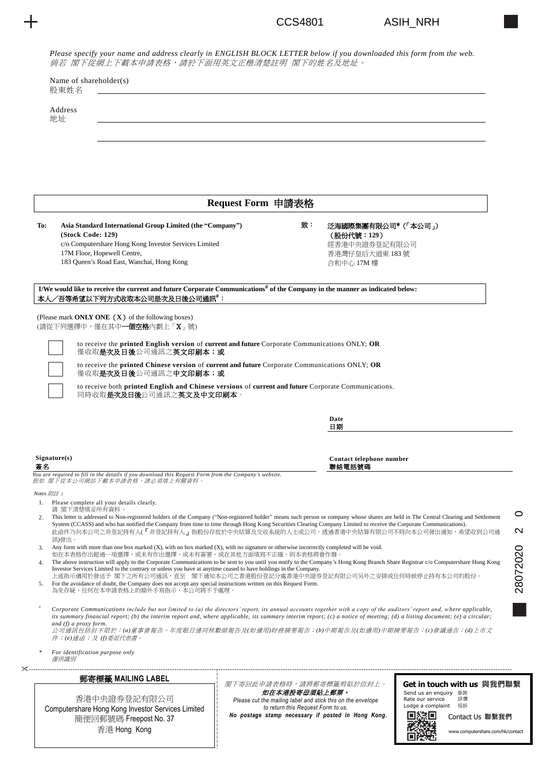*Please specify your name and address clearly in ENGLISH BLOCK LETTER below if you downloaded this form from the web.*
*倘若 閣下從網上下載本申請表格，請於下面用英文正楷清楚註明 閣下的姓名及地址。*

Name of shareholder(s)
股東姓名 ______________________________

Address
地址 ______________________________

______________________________

## Request Form 申請表格

**To: Asia Standard International Group Limited (the "Company")**
**(Stock Code: 129)**
c/o Computershare Hong Kong Investor Services Limited
17M Floor, Hopewell Centre,
183 Queen's Road East, Wanchai, Hong Kong

**致： 泛海國際集團有限公司*（「本公司」）**
**（股份代號：129）**
經香港中央證券登記有限公司
香港灣仔皇后大道東 183 號
合和中心 17M 樓

**I/We would like to receive the current and future Corporate Communications[#] of the Company in the manner as indicated below:**
**本人／吾等希望以下列方式收取本公司是次及日後公司通訊[#]：**

(Please mark **ONLY ONE** (**X**) of the following boxes)
(請從下列選擇中，僅在其中**一個空格**內劃上「**X**」號)

☐ to receive the **printed English version** of **current and future** Corporate Communications ONLY; **OR**
僅收取**是次及日後**公司通訊之**英文印刷本；或**

☐ to receive the **printed Chinese version** of **current and future** Corporate Communications ONLY; **OR**
僅收取**是次及日後**公司通訊之**中文印刷本；或**

☐ to receive both **printed English and Chinese versions** of **current and future** Corporate Communications.
同時收取**是次及日後**公司通訊之**英文及中文印刷本**。

**Date**
**日期** ______________________________

**Signature(s)**
**簽名** ______________________________

**Contact telephone number**
**聯絡電話號碼** ______________________________

*You are required to fill in the details if you download this Request Form from the Company's website.*
*假如 閣下從本公司網站下載本申請表格，請必須填上有關資料。*

*Notes 附註：*

1. Please complete all your details clearly.
   請 閣下清楚填妥所有資料。
2. This letter is addressed to Non-registered holders of the Company ("Non-registered holder" means such person or company whose shares are held in The Central Clearing and Settlement System (CCASS) and who has notified the Company from time to time through Hong Kong Securities Clearing Company Limited to receive the Corporate Communications).
   此函件乃向本公司之非登記持有人(「非登記持有人」指股份存放於中央結算及交收系統的人士或公司，透過香港中央結算有限公司不時向本公司發出通知，希望收到公司通訊)發出。
3. Any form with more than one box marked (X), with no box marked (X), with no signature or otherwise incorrectly completed will be void.
   如在本表格作出超過一項選擇、或未有作出選擇、或未有簽署、或在其他方面填寫不正確，則本表格將會作廢。
4. The above instruction will apply to the Corporate Communications to be sent to you until you notify to the Company's Hong Kong Branch Share Registrar c/o Computershare Hong Kong Investor Services Limited to the contrary or unless you have at anytime ceased to have holdings in the Company.
   上述指示適用於發送予 閣下之所有公司通訊，直至 閣下通知本公司之香港股份登記分處香港中央證券登記有限公司另外之安排或任何時候停止持有本公司的股份。
5. For the avoidance of doubt, the Company does not accept any special instructions written on this Request Form.
   為免存疑，任何在本申請表格上的額外手寫指示，本公司將不予處理。

[#] *Corporate Communications include but not limited to (a) the directors' report, its annual accounts together with a copy of the auditors' report and, where applicable, its summary financial report; (b) the interim report and, where applicable, its summary interim report; (c) a notice of meeting; (d) a listing document; (e) a circular; and (f) a proxy form.*
*公司通訊包括但不限於：(a)董事會報告、年度賬目連同核數師報告及(如適用)財務摘要報告；(b)中期報告及(如適用)中期摘要報告；(c)會議通告；(d)上市文件；(e)通函；及 (f)委派代表書。*

\* *For identification purpose only*
*僅供識別*

---

**郵寄標籤 MAILING LABEL**

香港中央證券登記有限公司
Computershare Hong Kong Investor Services Limited
簡便回郵號碼 Freepost No. 37
香港 Hong Kong

*閣下寄回此申請表格時，請將郵寄標籤剪貼於信封上。*
***如在本港投寄毋須貼上郵票。***
*Please cut the mailing label and stick this on the envelope to return this Request Form to us.*
***No postage stamp necessary if posted in Hong Kong.***

**Get in touch with us 與我們聯繫**
Send us an enquiry 垂詢
Rate our service 評價
Lodge a complaint 投訴
Contact Us 聯繫我們
www.computershare.com/hk/contact